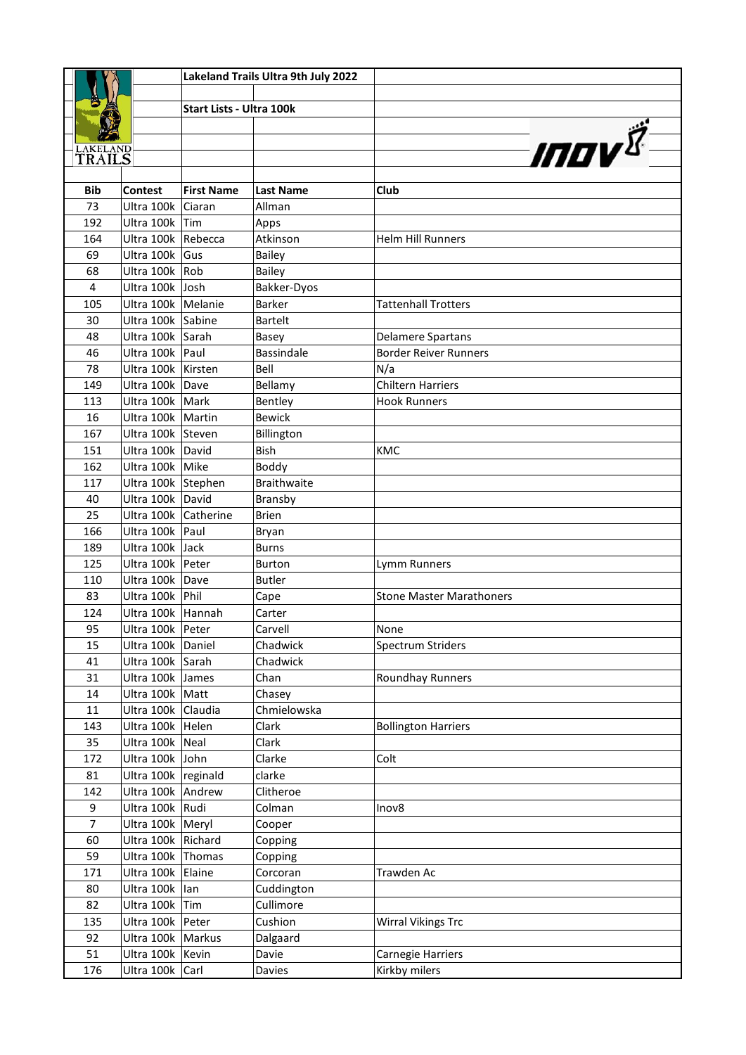**Lakeland Trails Ultra 9th July 2022**

**Start Lists - Ultra 100k**

| Bib | Contest | First Name | Last Name | Club |
|---|---|---|---|---|
| 73 | Ultra 100k | Ciaran | Allman | |
| 192 | Ultra 100k | Tim | Apps | |
| 164 | Ultra 100k | Rebecca | Atkinson | Helm Hill Runners |
| 69 | Ultra 100k | Gus | Bailey | |
| 68 | Ultra 100k | Rob | Bailey | |
| 4 | Ultra 100k | Josh | Bakker-Dyos | |
| 105 | Ultra 100k | Melanie | Barker | Tattenhall Trotters |
| 30 | Ultra 100k | Sabine | Bartelt | |
| 48 | Ultra 100k | Sarah | Basey | Delamere Spartans |
| 46 | Ultra 100k | Paul | Bassindale | Border Reiver Runners |
| 78 | Ultra 100k | Kirsten | Bell | N/a |
| 149 | Ultra 100k | Dave | Bellamy | Chiltern Harriers |
| 113 | Ultra 100k | Mark | Bentley | Hook Runners |
| 16 | Ultra 100k | Martin | Bewick | |
| 167 | Ultra 100k | Steven | Billington | |
| 151 | Ultra 100k | David | Bish | KMC |
| 162 | Ultra 100k | Mike | Boddy | |
| 117 | Ultra 100k | Stephen | Braithwaite | |
| 40 | Ultra 100k | David | Bransby | |
| 25 | Ultra 100k | Catherine | Brien | |
| 166 | Ultra 100k | Paul | Bryan | |
| 189 | Ultra 100k | Jack | Burns | |
| 125 | Ultra 100k | Peter | Burton | Lymm Runners |
| 110 | Ultra 100k | Dave | Butler | |
| 83 | Ultra 100k | Phil | Cape | Stone Master Marathoners |
| 124 | Ultra 100k | Hannah | Carter | |
| 95 | Ultra 100k | Peter | Carvell | None |
| 15 | Ultra 100k | Daniel | Chadwick | Spectrum Striders |
| 41 | Ultra 100k | Sarah | Chadwick | |
| 31 | Ultra 100k | James | Chan | Roundhay Runners |
| 14 | Ultra 100k | Matt | Chasey | |
| 11 | Ultra 100k | Claudia | Chmielowska | |
| 143 | Ultra 100k | Helen | Clark | Bollington Harriers |
| 35 | Ultra 100k | Neal | Clark | |
| 172 | Ultra 100k | John | Clarke | Colt |
| 81 | Ultra 100k | reginald | clarke | |
| 142 | Ultra 100k | Andrew | Clitheroe | |
| 9 | Ultra 100k | Rudi | Colman | Inov8 |
| 7 | Ultra 100k | Meryl | Cooper | |
| 60 | Ultra 100k | Richard | Copping | |
| 59 | Ultra 100k | Thomas | Copping | |
| 171 | Ultra 100k | Elaine | Corcoran | Trawden Ac |
| 80 | Ultra 100k | Ian | Cuddington | |
| 82 | Ultra 100k | Tim | Cullimore | |
| 135 | Ultra 100k | Peter | Cushion | Wirral Vikings Trc |
| 92 | Ultra 100k | Markus | Dalgaard | |
| 51 | Ultra 100k | Kevin | Davie | Carnegie Harriers |
| 176 | Ultra 100k | Carl | Davies | Kirkby milers |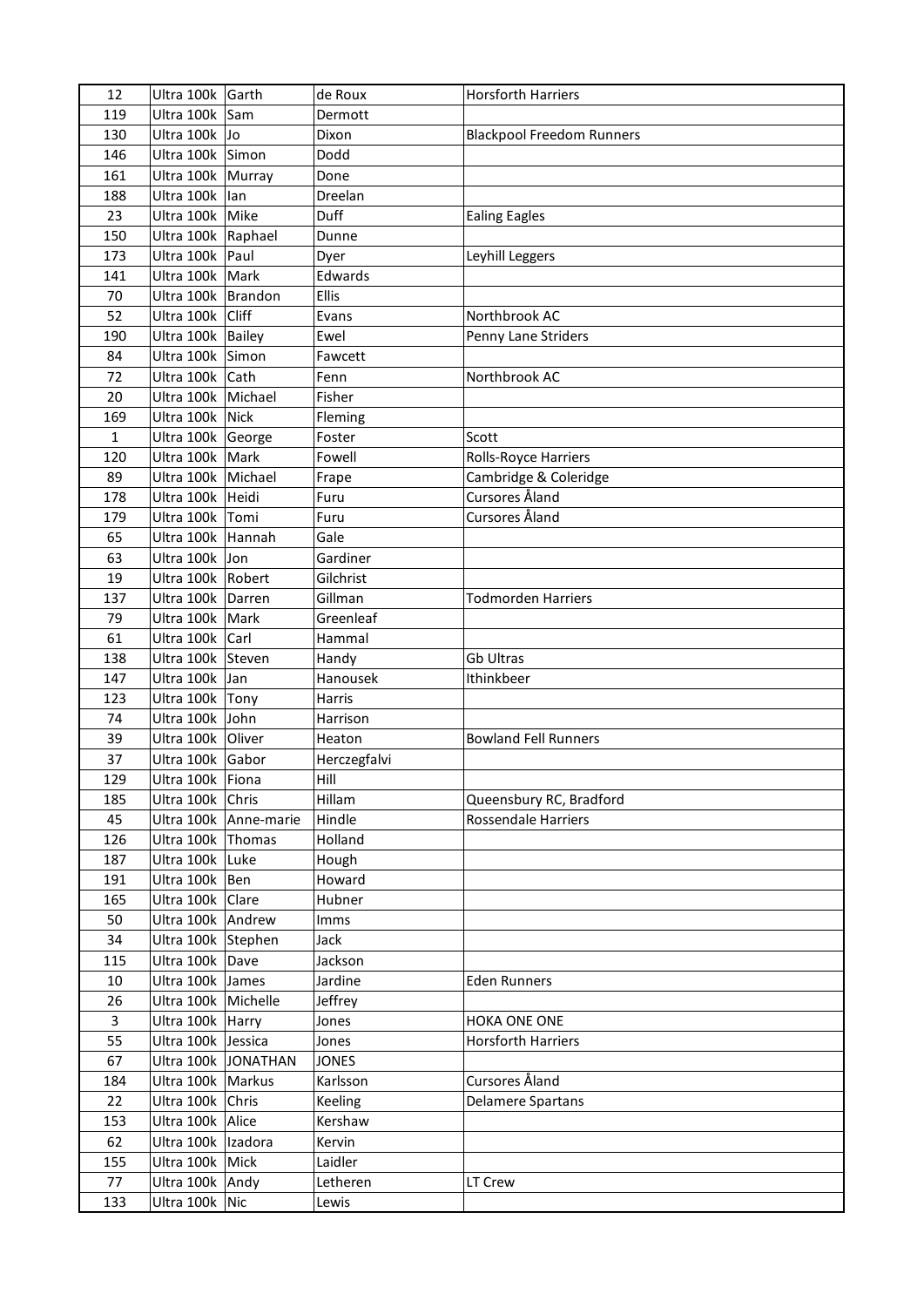| 12 | Ultra 100k | Garth | de Roux | Horsforth Harriers |
|---|---|---|---|---|
| 119 | Ultra 100k | Sam | Dermott | |
| 130 | Ultra 100k | Jo | Dixon | Blackpool Freedom Runners |
| 146 | Ultra 100k | Simon | Dodd | |
| 161 | Ultra 100k | Murray | Done | |
| 188 | Ultra 100k | Ian | Dreelan | |
| 23 | Ultra 100k | Mike | Duff | Ealing Eagles |
| 150 | Ultra 100k | Raphael | Dunne | |
| 173 | Ultra 100k | Paul | Dyer | Leyhill Leggers |
| 141 | Ultra 100k | Mark | Edwards | |
| 70 | Ultra 100k | Brandon | Ellis | |
| 52 | Ultra 100k | Cliff | Evans | Northbrook AC |
| 190 | Ultra 100k | Bailey | Ewel | Penny Lane Striders |
| 84 | Ultra 100k | Simon | Fawcett | |
| 72 | Ultra 100k | Cath | Fenn | Northbrook AC |
| 20 | Ultra 100k | Michael | Fisher | |
| 169 | Ultra 100k | Nick | Fleming | |
| 1 | Ultra 100k | George | Foster | Scott |
| 120 | Ultra 100k | Mark | Fowell | Rolls-Royce Harriers |
| 89 | Ultra 100k | Michael | Frape | Cambridge & Coleridge |
| 178 | Ultra 100k | Heidi | Furu | Cursores Åland |
| 179 | Ultra 100k | Tomi | Furu | Cursores Åland |
| 65 | Ultra 100k | Hannah | Gale | |
| 63 | Ultra 100k | Jon | Gardiner | |
| 19 | Ultra 100k | Robert | Gilchrist | |
| 137 | Ultra 100k | Darren | Gillman | Todmorden Harriers |
| 79 | Ultra 100k | Mark | Greenleaf | |
| 61 | Ultra 100k | Carl | Hammal | |
| 138 | Ultra 100k | Steven | Handy | Gb Ultras |
| 147 | Ultra 100k | Jan | Hanousek | Ithinkbeer |
| 123 | Ultra 100k | Tony | Harris | |
| 74 | Ultra 100k | John | Harrison | |
| 39 | Ultra 100k | Oliver | Heaton | Bowland Fell Runners |
| 37 | Ultra 100k | Gabor | Herczegfalvi | |
| 129 | Ultra 100k | Fiona | Hill | |
| 185 | Ultra 100k | Chris | Hillam | Queensbury RC, Bradford |
| 45 | Ultra 100k | Anne-marie | Hindle | Rossendale Harriers |
| 126 | Ultra 100k | Thomas | Holland | |
| 187 | Ultra 100k | Luke | Hough | |
| 191 | Ultra 100k | Ben | Howard | |
| 165 | Ultra 100k | Clare | Hubner | |
| 50 | Ultra 100k | Andrew | Imms | |
| 34 | Ultra 100k | Stephen | Jack | |
| 115 | Ultra 100k | Dave | Jackson | |
| 10 | Ultra 100k | James | Jardine | Eden Runners |
| 26 | Ultra 100k | Michelle | Jeffrey | |
| 3 | Ultra 100k | Harry | Jones | HOKA ONE ONE |
| 55 | Ultra 100k | Jessica | Jones | Horsforth Harriers |
| 67 | Ultra 100k | JONATHAN | JONES | |
| 184 | Ultra 100k | Markus | Karlsson | Cursores Åland |
| 22 | Ultra 100k | Chris | Keeling | Delamere Spartans |
| 153 | Ultra 100k | Alice | Kershaw | |
| 62 | Ultra 100k | Izadora | Kervin | |
| 155 | Ultra 100k | Mick | Laidler | |
| 77 | Ultra 100k | Andy | Letheren | LT Crew |
| 133 | Ultra 100k | Nic | Lewis | |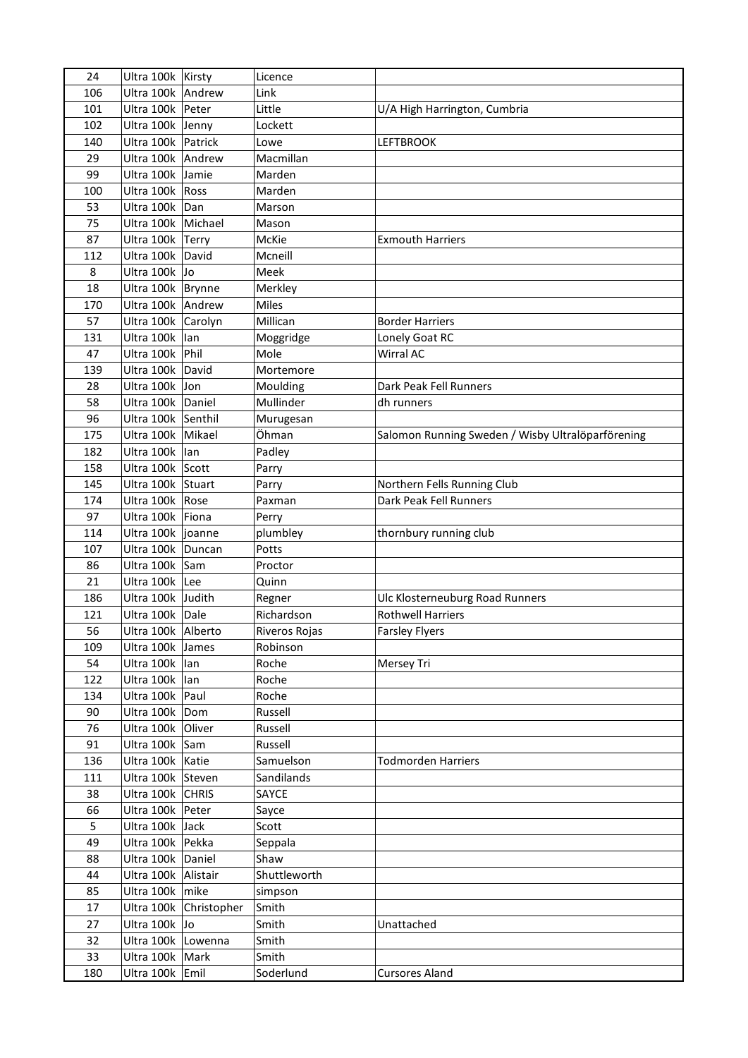| 24 | Ultra 100k | Kirsty | Licence | |
|---|---|---|---|---|
| 106 | Ultra 100k | Andrew | Link | |
| 101 | Ultra 100k | Peter | Little | U/A High Harrington, Cumbria |
| 102 | Ultra 100k | Jenny | Lockett | |
| 140 | Ultra 100k | Patrick | Lowe | LEFTBROOK |
| 29 | Ultra 100k | Andrew | Macmillan | |
| 99 | Ultra 100k | Jamie | Marden | |
| 100 | Ultra 100k | Ross | Marden | |
| 53 | Ultra 100k | Dan | Marson | |
| 75 | Ultra 100k | Michael | Mason | |
| 87 | Ultra 100k | Terry | McKie | Exmouth Harriers |
| 112 | Ultra 100k | David | Mcneill | |
| 8 | Ultra 100k | Jo | Meek | |
| 18 | Ultra 100k | Brynne | Merkley | |
| 170 | Ultra 100k | Andrew | Miles | |
| 57 | Ultra 100k | Carolyn | Millican | Border Harriers |
| 131 | Ultra 100k | Ian | Moggridge | Lonely Goat RC |
| 47 | Ultra 100k | Phil | Mole | Wirral AC |
| 139 | Ultra 100k | David | Mortemore | |
| 28 | Ultra 100k | Jon | Moulding | Dark Peak Fell Runners |
| 58 | Ultra 100k | Daniel | Mullinder | dh runners |
| 96 | Ultra 100k | Senthil | Murugesan | |
| 175 | Ultra 100k | Mikael | Öhman | Salomon Running Sweden / Wisby Ultralöparförening |
| 182 | Ultra 100k | Ian | Padley | |
| 158 | Ultra 100k | Scott | Parry | |
| 145 | Ultra 100k | Stuart | Parry | Northern Fells Running Club |
| 174 | Ultra 100k | Rose | Paxman | Dark Peak Fell Runners |
| 97 | Ultra 100k | Fiona | Perry | |
| 114 | Ultra 100k | joanne | plumbley | thornbury running club |
| 107 | Ultra 100k | Duncan | Potts | |
| 86 | Ultra 100k | Sam | Proctor | |
| 21 | Ultra 100k | Lee | Quinn | |
| 186 | Ultra 100k | Judith | Regner | Ulc Klosterneuburg Road Runners |
| 121 | Ultra 100k | Dale | Richardson | Rothwell Harriers |
| 56 | Ultra 100k | Alberto | Riveros Rojas | Farsley Flyers |
| 109 | Ultra 100k | James | Robinson | |
| 54 | Ultra 100k | Ian | Roche | Mersey Tri |
| 122 | Ultra 100k | Ian | Roche | |
| 134 | Ultra 100k | Paul | Roche | |
| 90 | Ultra 100k | Dom | Russell | |
| 76 | Ultra 100k | Oliver | Russell | |
| 91 | Ultra 100k | Sam | Russell | |
| 136 | Ultra 100k | Katie | Samuelson | Todmorden Harriers |
| 111 | Ultra 100k | Steven | Sandilands | |
| 38 | Ultra 100k | CHRIS | SAYCE | |
| 66 | Ultra 100k | Peter | Sayce | |
| 5 | Ultra 100k | Jack | Scott | |
| 49 | Ultra 100k | Pekka | Seppala | |
| 88 | Ultra 100k | Daniel | Shaw | |
| 44 | Ultra 100k | Alistair | Shuttleworth | |
| 85 | Ultra 100k | mike | simpson | |
| 17 | Ultra 100k | Christopher | Smith | |
| 27 | Ultra 100k | Jo | Smith | Unattached |
| 32 | Ultra 100k | Lowenna | Smith | |
| 33 | Ultra 100k | Mark | Smith | |
| 180 | Ultra 100k | Emil | Soderlund | Cursores Aland |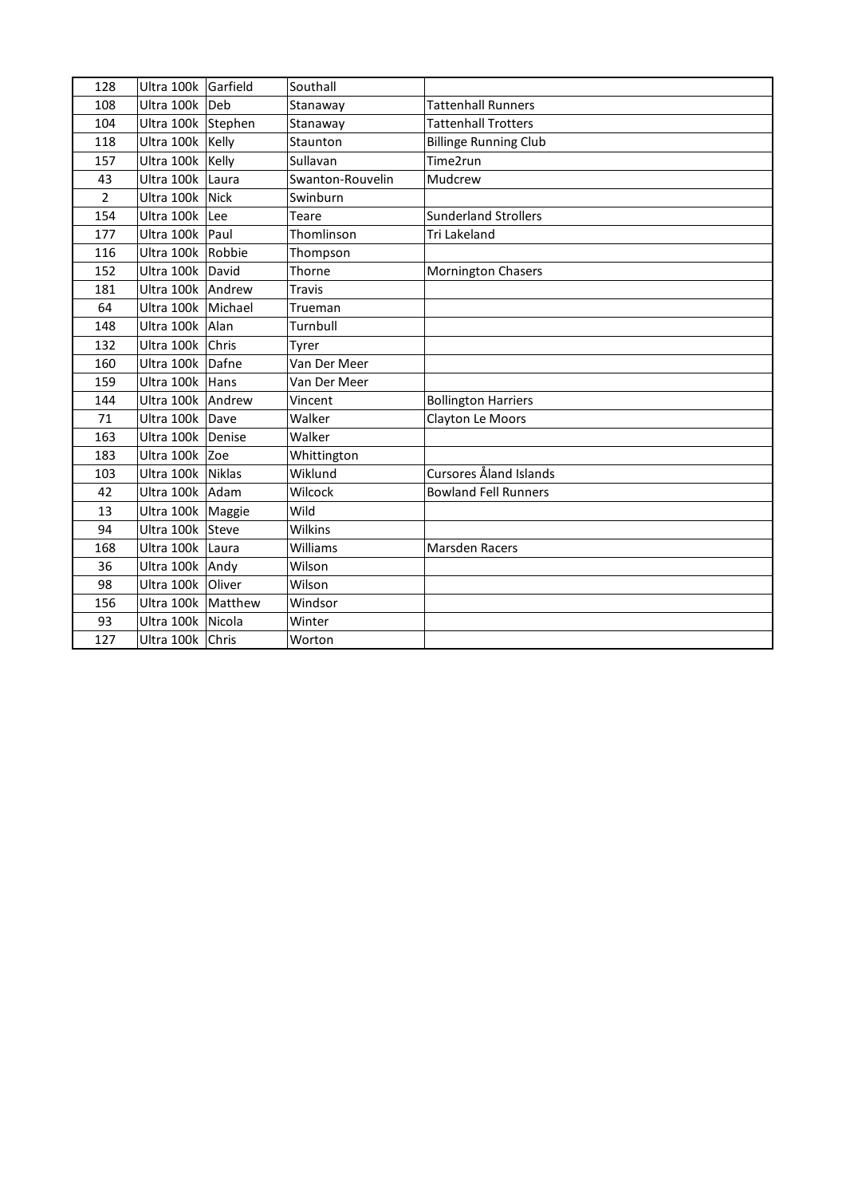| | | | | |
|---|---|---|---|---|
| 128 | Ultra 100k | Garfield | Southall | |
| 108 | Ultra 100k | Deb | Stanaway | Tattenhall Runners |
| 104 | Ultra 100k | Stephen | Stanaway | Tattenhall Trotters |
| 118 | Ultra 100k | Kelly | Staunton | Billinge Running Club |
| 157 | Ultra 100k | Kelly | Sullavan | Time2run |
| 43 | Ultra 100k | Laura | Swanton-Rouvelin | Mudcrew |
| 2 | Ultra 100k | Nick | Swinburn | |
| 154 | Ultra 100k | Lee | Teare | Sunderland Strollers |
| 177 | Ultra 100k | Paul | Thomlinson | Tri Lakeland |
| 116 | Ultra 100k | Robbie | Thompson | |
| 152 | Ultra 100k | David | Thorne | Mornington Chasers |
| 181 | Ultra 100k | Andrew | Travis | |
| 64 | Ultra 100k | Michael | Trueman | |
| 148 | Ultra 100k | Alan | Turnbull | |
| 132 | Ultra 100k | Chris | Tyrer | |
| 160 | Ultra 100k | Dafne | Van Der Meer | |
| 159 | Ultra 100k | Hans | Van Der Meer | |
| 144 | Ultra 100k | Andrew | Vincent | Bollington Harriers |
| 71 | Ultra 100k | Dave | Walker | Clayton Le Moors |
| 163 | Ultra 100k | Denise | Walker | |
| 183 | Ultra 100k | Zoe | Whittington | |
| 103 | Ultra 100k | Niklas | Wiklund | Cursores Åland Islands |
| 42 | Ultra 100k | Adam | Wilcock | Bowland Fell Runners |
| 13 | Ultra 100k | Maggie | Wild | |
| 94 | Ultra 100k | Steve | Wilkins | |
| 168 | Ultra 100k | Laura | Williams | Marsden Racers |
| 36 | Ultra 100k | Andy | Wilson | |
| 98 | Ultra 100k | Oliver | Wilson | |
| 156 | Ultra 100k | Matthew | Windsor | |
| 93 | Ultra 100k | Nicola | Winter | |
| 127 | Ultra 100k | Chris | Worton | |